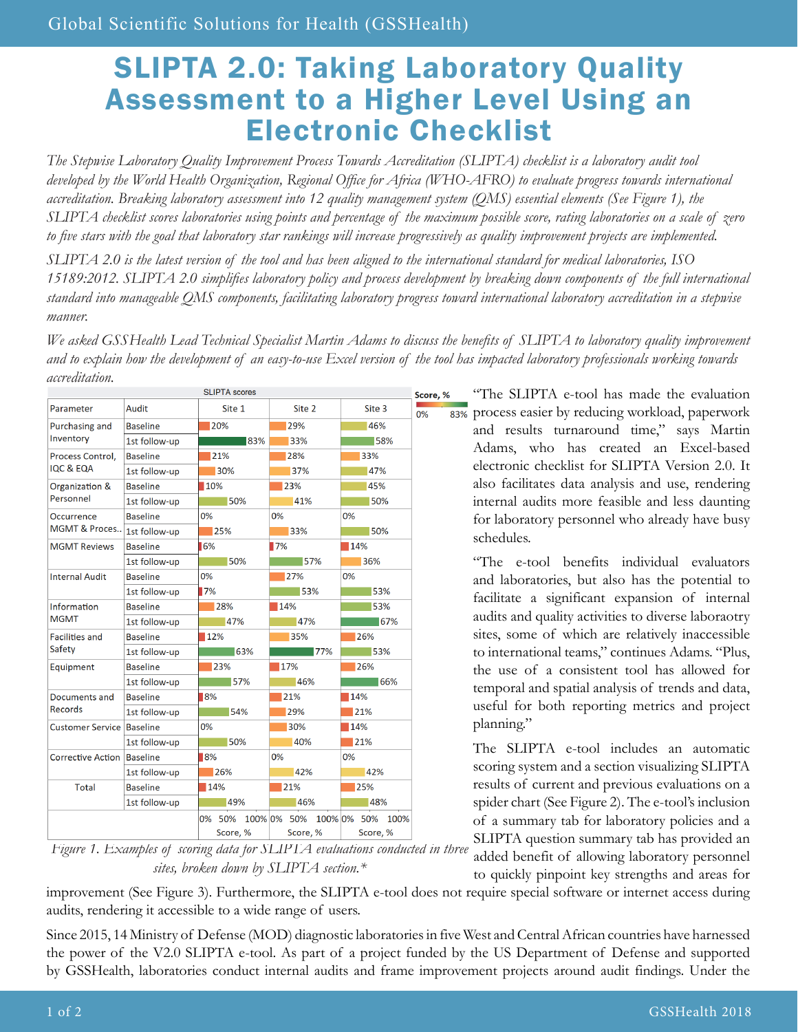# SLIPTA 2.0: Taking Laboratory Quality Assessment to a Higher Level Using an Electronic Checklist

*The Stepwise Laboratory Quality Improvement Process Towards Accreditation (SLIPTA) checklist is a laboratory audit tool developed by the World Health Organization, Regional Office for Africa (WHO-AFRO) to evaluate progress towards international accreditation. Breaking laboratory assessment into 12 quality management system (QMS) essential elements (See Figure 1), the SLIPTA checklist scores laboratories using points and percentage of the maximum possible score, rating laboratories on a scale of zero to five stars with the goal that laboratory star rankings will increase progressively as quality improvement projects are implemented.*

*SLIPTA 2.0 is the latest version of the tool and has been aligned to the international standard for medical laboratories, ISO 15189:2012. SLIPTA 2.0 simplifies laboratory policy and process development by breaking down components of the full international standard into manageable QMS components, facilitating laboratory progress toward international laboratory accreditation in a stepwise manner.*

*We asked GSSHealth Lead Technical Specialist Martin Adams to discuss the benefits of SLIPTA to laboratory quality improvement and to explain how the development of an easy-to-use Excel version of the tool has impacted laboratory professionals working towards accreditation.*

SLIPTA scores

| Parameter | Audit | Site 1 | Site 2 | Site 3 |
|---|---|---|---|---|
| Purchasing and Inventory | Baseline | 20% | 29% | 46% |
| | 1st follow-up | 83% | 33% | 58% |
| Process Control, IQC & EQA | Baseline | 21% | 28% | 33% |
| | 1st follow-up | 30% | 37% | 47% |
| Organization & Personnel | Baseline | 10% | 23% | 45% |
| | 1st follow-up | 50% | 41% | 50% |
| Occurrence MGMT & Proces.. | Baseline | 0% | 0% | 0% |
| | 1st follow-up | 25% | 33% | 50% |
| MGMT Reviews | Baseline | 6% | 7% | 14% |
| | 1st follow-up | 50% | 57% | 36% |
| Internal Audit | Baseline | 0% | 27% | 0% |
| | 1st follow-up | 7% | 53% | 53% |
| Information MGMT | Baseline | 28% | 14% | 53% |
| | 1st follow-up | 47% | 47% | 67% |
| Facilities and Safety | Baseline | 12% | 35% | 26% |
| | 1st follow-up | 63% | 77% | 53% |
| Equipment | Baseline | 23% | 17% | 26% |
| | 1st follow-up | 57% | 46% | 66% |
| Documents and Records | Baseline | 8% | 21% | 14% |
| | 1st follow-up | 54% | 29% | 21% |
| Customer Service | Baseline | 0% | 30% | 14% |
| | 1st follow-up | 50% | 40% | 21% |
| Corrective Action | Baseline | 8% | 0% | 0% |
| | 1st follow-up | 26% | 42% | 42% |
| Total | Baseline | 14% | 21% | 25% |
| | 1st follow-up | 49% | 46% | 48% |

Score, %: 0% – 83%

*Figure 1. Examples of scoring data for SLIPTA evaluations conducted in three sites, broken down by SLIPTA section.\**

"The SLIPTA e-tool has made the evaluation process easier by reducing workload, paperwork and results turnaround time," says Martin Adams, who has created an Excel-based electronic checklist for SLIPTA Version 2.0. It also facilitates data analysis and use, rendering internal audits more feasible and less daunting for laboratory personnel who already have busy schedules.

"The e-tool benefits individual evaluators and laboratories, but also has the potential to facilitate a significant expansion of internal audits and quality activities to diverse laboraotry sites, some of which are relatively inaccessible to international teams," continues Adams. "Plus, the use of a consistent tool has allowed for temporal and spatial analysis of trends and data, useful for both reporting metrics and project planning."

The SLIPTA e-tool includes an automatic scoring system and a section visualizing SLIPTA results of current and previous evaluations on a spider chart (See Figure 2). The e-tool's inclusion of a summary tab for laboratory policies and a SLIPTA question summary tab has provided an added benefit of allowing laboratory personnel to quickly pinpoint key strengths and areas for improvement (See Figure 3). Furthermore, the SLIPTA e-tool does not require special software or internet access during audits, rendering it accessible to a wide range of users.

Since 2015, 14 Ministry of Defense (MOD) diagnostic laboratories in five West and Central African countries have harnessed the power of the V2.0 SLIPTA e-tool. As part of a project funded by the US Department of Defense and supported by GSSHealth, laboratories conduct internal audits and frame improvement projects around audit findings. Under the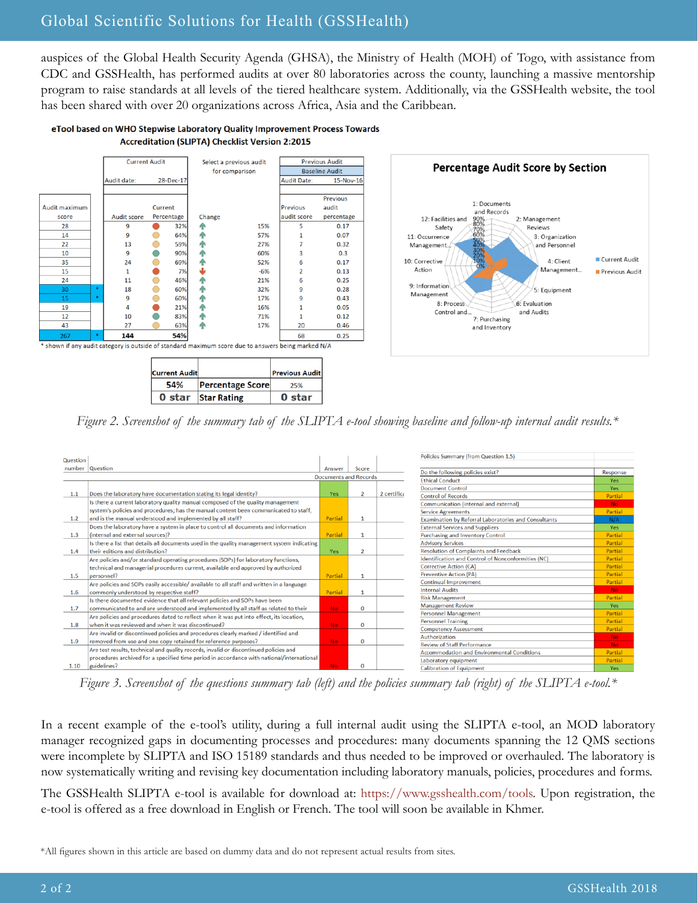auspices of the Global Health Security Agenda (GHSA), the Ministry of Health (MOH) of Togo, with assistance from CDC and GSSHealth, has performed audits at over 80 laboratories across the county, launching a massive mentorship program to raise standards at all levels of the tiered healthcare system. Additionally, via the GSSHealth website, the tool has been shared with over 20 organizations across Africa, Asia and the Caribbean.

**eTool based on WHO Stepwise Laboratory Quality Improvement Process Towards Accreditation (SLIPTA) Checklist Version 2:2015**

| Audit maximum score | | Audit score | Current Percentage | Change | | Previous audit score | Previous audit percentage |
|---|---|---|---|---|---|---|---|
| | | Current Audit | | Select a previous audit for comparison | | Previous Audit: Baseline Audit | |
| | | Audit date: 28-Dec-17 | | | | Audit Date: 15-Nov-16 | |
| 28 | | 9 | 32% | ↑ | 15% | 5 | 0.17 |
| 14 | | 9 | 64% | ↑ | 57% | 1 | 0.07 |
| 22 | | 13 | 59% | ↑ | 27% | 7 | 0.32 |
| 10 | | 9 | 90% | ↑ | 60% | 3 | 0.3 |
| 35 | | 24 | 69% | ↑ | 52% | 6 | 0.17 |
| 15 | | 1 | 7% | ↓ | -6% | 2 | 0.13 |
| 24 | | 11 | 46% | ↑ | 21% | 6 | 0.25 |
| 30 | * | 18 | 60% | ↑ | 32% | 9 | 0.28 |
| 15 | * | 9 | 60% | ↑ | 17% | 9 | 0.43 |
| 19 | | 4 | 21% | ↑ | 16% | 1 | 0.05 |
| 12 | | 10 | 83% | ↑ | 71% | 1 | 0.12 |
| 43 | | 27 | 63% | ↑ | 17% | 20 | 0.46 |
| 267 | * | 144 | 54% | | | 68 | 0.25 |

\* shown if any audit category is outside of standard maximum score due to answers being marked N/A

| Current Audit | | Previous Audit |
|---|---|---|
| 54% | Percentage Score | 25% |
| 0 star | Star Rating | 0 star |

Percentage Audit Score by Section

1: Documents and Records
2: Management Reviews
3: Organization and Personnel
4: Client Management...
5: Equipment
6: Evaluation and Audits
7: Purchasing and Inventory
8: Process Control and...
9: Information Management
10: Corrective Action
11: Occurrence Management...
12: Facilities and Safety

0% 10% 20% 30% 40% 50% 60% 70% 80% 90%

Current Audit
Previous Audit

*Figure 2. Screenshot of the summary tab of the SLIPTA e-tool showing baseline and follow-up internal audit results.\**

| Question number | Question | Answer | Score | |
|---|---|---|---|---|
| | | Documents and Records | | |
| 1.1 | Does the laboratory have documentation stating its legal identity? | Yes | 2 | 2 certifica |
| 1.2 | Is there a current laboratory quality manual composed of the quality management system's policies and procedures; has the manual content been communicated to staff, and is the manual understood and implemented by all staff? | Partial | 1 | |
| 1.3 | Does the laboratory have a system in place to control all documents and information (internal and external sources)? | Partial | 1 | |
| 1.4 | Is there a list that details all documents used in the quality management system indicating their editions and distribution? | Yes | 2 | |
| 1.5 | Are policies and/or standard operating procedures (SOPs) for laboratory functions, technical and managerial procedures current, available and approved by authorized personnel? | Partial | 1 | |
| 1.6 | Are policies and SOPs easily accessible/ available to all staff and written in a language commonly understood by respective staff? | Partial | 1 | |
| 1.7 | Is there documented evidence that all relevant policies and SOPs have been communicated to and are understood and implemented by all staff as related to their | No | 0 | |
| 1.8 | Are policies and procedures dated to reflect when it was put into effect, its location, when it was reviewed and when it was discontinued? | No | 0 | |
| 1.9 | Are invalid or discontinued policies and procedures clearly marked / identified and removed from use and one copy retained for reference purposes? | No | 0 | |
| 1.10 | Are test results, technical and quality records, invalid or discontinued policies and procedures archived for a specified time period in accordance with national/international guidelines? | No | 0 | |

Policies Summary (from Question 1.5)

| Do the following policies exist? | Response |
|---|---|
| Ethical Conduct | Yes |
| Document Control | Yes |
| Control of Records | Partial |
| Communication (internal and external) | No |
| Service Agreements | Partial |
| Examination by Referral Laboratories and Consultants | N/A |
| External Services and Suppliers | Yes |
| Purchasing and Inventory Control | Partial |
| Advisory Services | Partial |
| Resolution of Complaints and Feedback | Partial |
| Identification and Control of Nonconformities (NC) | Partial |
| Corrective Action (CA) | Partial |
| Preventive Action (PA) | Partial |
| Continual Improvement | Partial |
| Internal Audits | No |
| Risk Management | Partial |
| Management Review | Yes |
| Personnel Management | Partial |
| Personnel Training | Partial |
| Competency Assessment | Partial |
| Authorization | No |
| Review of Staff Performance | No |
| Accommodation and Environmental Conditions | Partial |
| Laboratory equipment | Partial |
| Calibration of Equipment | Yes |

*Figure 3. Screenshot of the questions summary tab (left) and the policies summary tab (right) of the SLIPTA e-tool.\**

In a recent example of the e-tool's utility, during a full internal audit using the SLIPTA e-tool, an MOD laboratory manager recognized gaps in documenting processes and procedures: many documents spanning the 12 QMS sections were incomplete by SLIPTA and ISO 15189 standards and thus needed to be improved or overhauled. The laboratory is now systematically writing and revising key documentation including laboratory manuals, policies, procedures and forms.

The GSSHealth SLIPTA e-tool is available for download at: https://www.gsshealth.com/tools. Upon registration, the e-tool is offered as a free download in English or French. The tool will soon be available in Khmer.

\*All figures shown in this article are based on dummy data and do not represent actual results from sites.